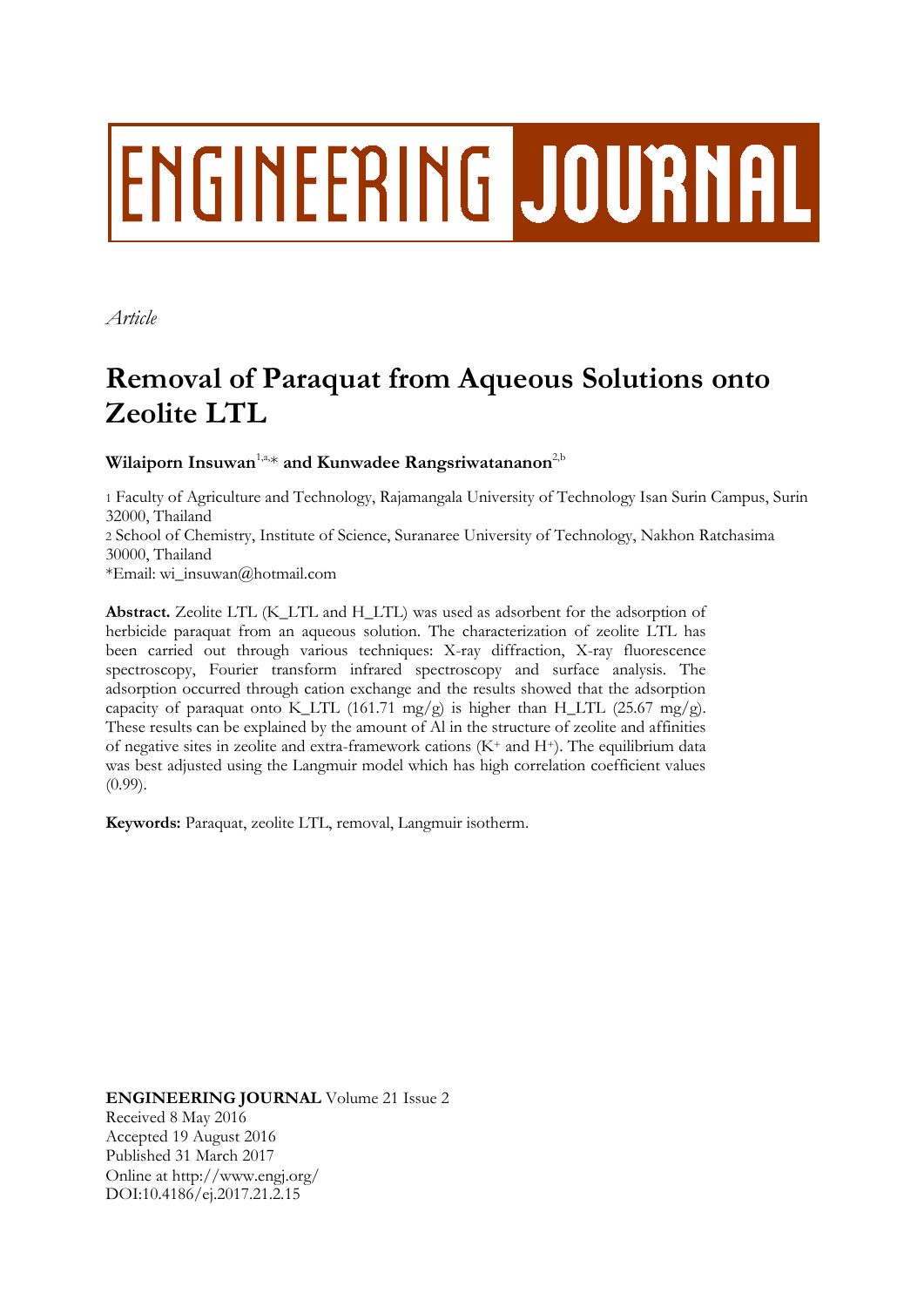ENGINEERING JOURNAL

*Article*

# Removal of Paraquat from Aqueous Solutions onto Zeolite LTL

**Wilaiporn Insuwan**[1,a,*] **and Kunwadee Rangsriwatananon**[2,b]

1 Faculty of Agriculture and Technology, Rajamangala University of Technology Isan Surin Campus, Surin 32000, Thailand

2 School of Chemistry, Institute of Science, Suranaree University of Technology, Nakhon Ratchasima 30000, Thailand

*Email: wi_insuwan@hotmail.com

**Abstract.** Zeolite LTL (K_LTL and H_LTL) was used as adsorbent for the adsorption of herbicide paraquat from an aqueous solution. The characterization of zeolite LTL has been carried out through various techniques: X-ray diffraction, X-ray fluorescence spectroscopy, Fourier transform infrared spectroscopy and surface analysis. The adsorption occurred through cation exchange and the results showed that the adsorption capacity of paraquat onto K_LTL (161.71 mg/g) is higher than H_LTL (25.67 mg/g). These results can be explained by the amount of Al in the structure of zeolite and affinities of negative sites in zeolite and extra-framework cations ($K^+$ and $H^+$). The equilibrium data was best adjusted using the Langmuir model which has high correlation coefficient values (0.99).

**Keywords:** Paraquat, zeolite LTL, removal, Langmuir isotherm.

**ENGINEERING JOURNAL** Volume 21 Issue 2
Received 8 May 2016
Accepted 19 August 2016
Published 31 March 2017
Online at http://www.engj.org/
DOI:10.4186/ej.2017.21.2.15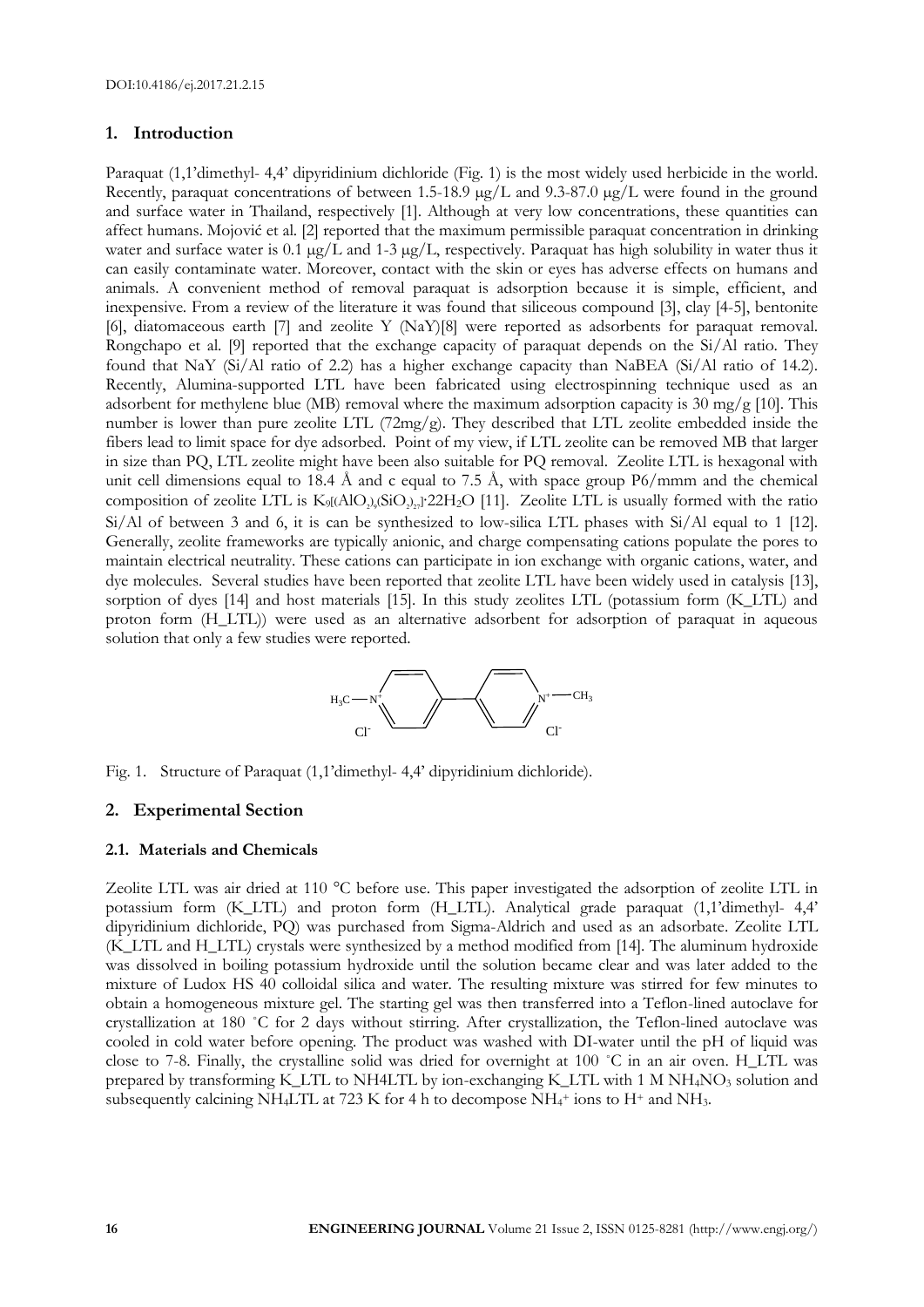DOI:10.4186/ej.2017.21.2.15

## 1. Introduction

Paraquat (1,1'dimethyl- 4,4' dipyridinium dichloride (Fig. 1) is the most widely used herbicide in the world. Recently, paraquat concentrations of between 1.5-18.9 μg/L and 9.3-87.0 μg/L were found in the ground and surface water in Thailand, respectively [1]. Although at very low concentrations, these quantities can affect humans. Mojović et al. [2] reported that the maximum permissible paraquat concentration in drinking water and surface water is 0.1 μg/L and 1-3 μg/L, respectively. Paraquat has high solubility in water thus it can easily contaminate water. Moreover, contact with the skin or eyes has adverse effects on humans and animals. A convenient method of removal paraquat is adsorption because it is simple, efficient, and inexpensive. From a review of the literature it was found that siliceous compound [3], clay [4-5], bentonite [6], diatomaceous earth [7] and zeolite Y (NaY)[8] were reported as adsorbents for paraquat removal. Rongchapo et al. [9] reported that the exchange capacity of paraquat depends on the Si/Al ratio. They found that NaY (Si/Al ratio of 2.2) has a higher exchange capacity than NaBEA (Si/Al ratio of 14.2). Recently, Alumina-supported LTL have been fabricated using electrospinning technique used as an adsorbent for methylene blue (MB) removal where the maximum adsorption capacity is 30 mg/g [10]. This number is lower than pure zeolite LTL (72mg/g). They described that LTL zeolite embedded inside the fibers lead to limit space for dye adsorbed. Point of my view, if LTL zeolite can be removed MB that larger in size than PQ, LTL zeolite might have been also suitable for PQ removal. Zeolite LTL is hexagonal with unit cell dimensions equal to 18.4 Å and c equal to 7.5 Å, with space group P6/mmm and the chemical composition of zeolite LTL is $K_9[(AlO_2)_9(SiO_2)_{27}]\cdot 22H_2O$ [11]. Zeolite LTL is usually formed with the ratio Si/Al of between 3 and 6, it is can be synthesized to low-silica LTL phases with Si/Al equal to 1 [12]. Generally, zeolite frameworks are typically anionic, and charge compensating cations populate the pores to maintain electrical neutrality. These cations can participate in ion exchange with organic cations, water, and dye molecules. Several studies have been reported that zeolite LTL have been widely used in catalysis [13], sorption of dyes [14] and host materials [15]. In this study zeolites LTL (potassium form (K_LTL) and proton form (H_LTL)) were used as an alternative adsorbent for adsorption of paraquat in aqueous solution that only a few studies were reported.

Fig. 1. Structure of Paraquat (1,1'dimethyl- 4,4' dipyridinium dichloride).

## 2. Experimental Section

### 2.1. Materials and Chemicals

Zeolite LTL was air dried at 110 °C before use. This paper investigated the adsorption of zeolite LTL in potassium form (K_LTL) and proton form (H_LTL). Analytical grade paraquat (1,1'dimethyl- 4,4' dipyridinium dichloride, PQ) was purchased from Sigma-Aldrich and used as an adsorbate. Zeolite LTL (K_LTL and H_LTL) crystals were synthesized by a method modified from [14]. The aluminum hydroxide was dissolved in boiling potassium hydroxide until the solution became clear and was later added to the mixture of Ludox HS 40 colloidal silica and water. The resulting mixture was stirred for few minutes to obtain a homogeneous mixture gel. The starting gel was then transferred into a Teflon-lined autoclave for crystallization at 180 °C for 2 days without stirring. After crystallization, the Teflon-lined autoclave was cooled in cold water before opening. The product was washed with DI-water until the pH of liquid was close to 7-8. Finally, the crystalline solid was dried for overnight at 100 °C in an air oven. H_LTL was prepared by transforming K_LTL to NH4LTL by ion-exchanging K_LTL with 1 M $NH_4NO_3$ solution and subsequently calcining NH4LTL at 723 K for 4 h to decompose $NH_4^+$ ions to $H^+$ and $NH_3$.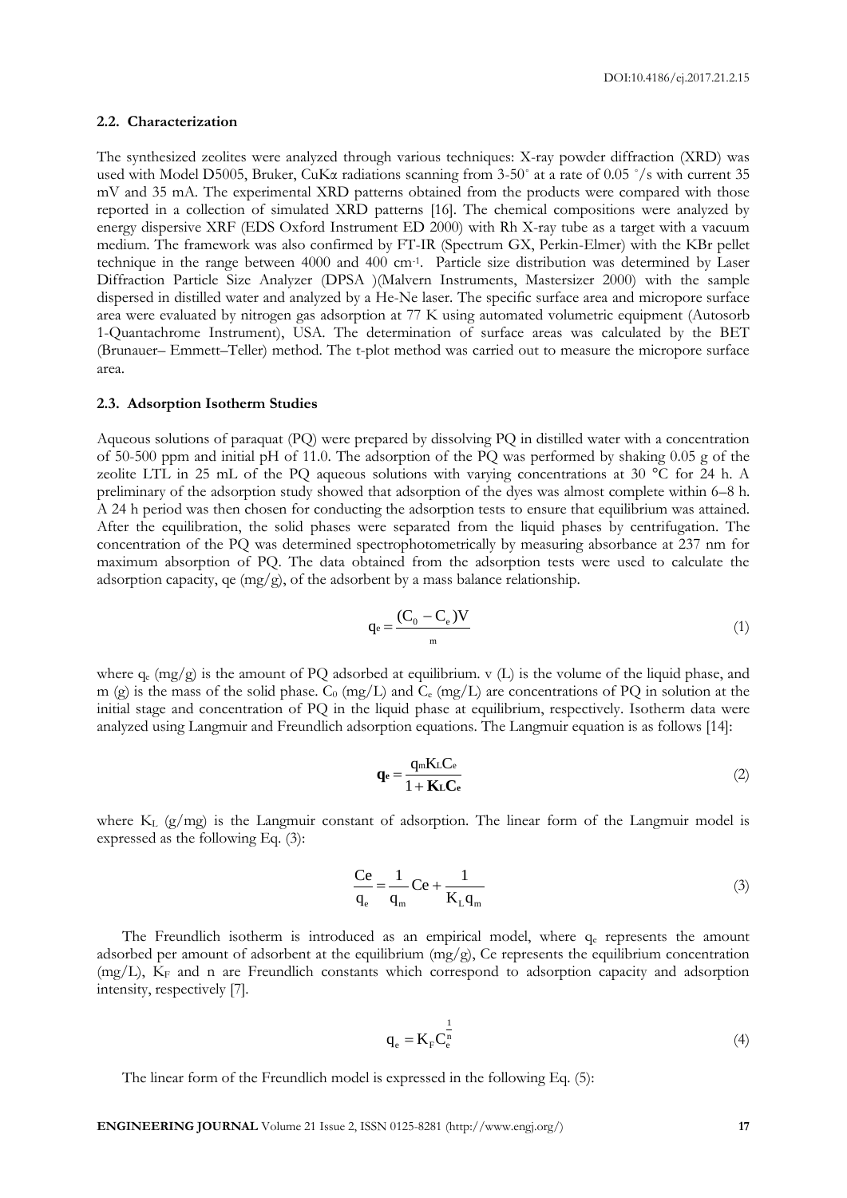### 2.2. Characterization

The synthesized zeolites were analyzed through various techniques: X-ray powder diffraction (XRD) was used with Model D5005, Bruker, CuKα radiations scanning from 3-50° at a rate of 0.05 °/s with current 35 mV and 35 mA. The experimental XRD patterns obtained from the products were compared with those reported in a collection of simulated XRD patterns [16]. The chemical compositions were analyzed by energy dispersive XRF (EDS Oxford Instrument ED 2000) with Rh X-ray tube as a target with a vacuum medium. The framework was also confirmed by FT-IR (Spectrum GX, Perkin-Elmer) with the KBr pellet technique in the range between 4000 and 400 $cm^{-1}$. Particle size distribution was determined by Laser Diffraction Particle Size Analyzer (DPSA )(Malvern Instruments, Mastersizer 2000) with the sample dispersed in distilled water and analyzed by a He-Ne laser. The specific surface area and micropore surface area were evaluated by nitrogen gas adsorption at 77 K using automated volumetric equipment (Autosorb 1-Quantachrome Instrument), USA. The determination of surface areas was calculated by the BET (Brunauer– Emmett–Teller) method. The t-plot method was carried out to measure the micropore surface area.

### 2.3. Adsorption Isotherm Studies

Aqueous solutions of paraquat (PQ) were prepared by dissolving PQ in distilled water with a concentration of 50-500 ppm and initial pH of 11.0. The adsorption of the PQ was performed by shaking 0.05 g of the zeolite LTL in 25 mL of the PQ aqueous solutions with varying concentrations at 30 °C for 24 h. A preliminary of the adsorption study showed that adsorption of the dyes was almost complete within 6–8 h. A 24 h period was then chosen for conducting the adsorption tests to ensure that equilibrium was attained. After the equilibration, the solid phases were separated from the liquid phases by centrifugation. The concentration of the PQ was determined spectrophotometrically by measuring absorbance at 237 nm for maximum absorption of PQ. The data obtained from the adsorption tests were used to calculate the adsorption capacity, qe (mg/g), of the adsorbent by a mass balance relationship.

$$q_e = \frac{(C_0 - C_e)V}{m} \tag{1}$$

where $q_e$ (mg/g) is the amount of PQ adsorbed at equilibrium. v (L) is the volume of the liquid phase, and m (g) is the mass of the solid phase. $C_0$ (mg/L) and $C_e$ (mg/L) are concentrations of PQ in solution at the initial stage and concentration of PQ in the liquid phase at equilibrium, respectively. Isotherm data were analyzed using Langmuir and Freundlich adsorption equations. The Langmuir equation is as follows [14]:

$$\mathbf{q_e} = \frac{q_m K_L C_e}{1 + \mathbf{K_L C_e}} \tag{2}$$

where $K_L$ (g/mg) is the Langmuir constant of adsorption. The linear form of the Langmuir model is expressed as the following Eq. (3):

$$\frac{Ce}{q_e} = \frac{1}{q_m} Ce + \frac{1}{K_L q_m} \tag{3}$$

The Freundlich isotherm is introduced as an empirical model, where $q_e$ represents the amount adsorbed per amount of adsorbent at the equilibrium (mg/g), Ce represents the equilibrium concentration (mg/L), $K_F$ and n are Freundlich constants which correspond to adsorption capacity and adsorption intensity, respectively [7].

$$q_e = K_F C_e^{\frac{1}{n}} \tag{4}$$

The linear form of the Freundlich model is expressed in the following Eq. (5):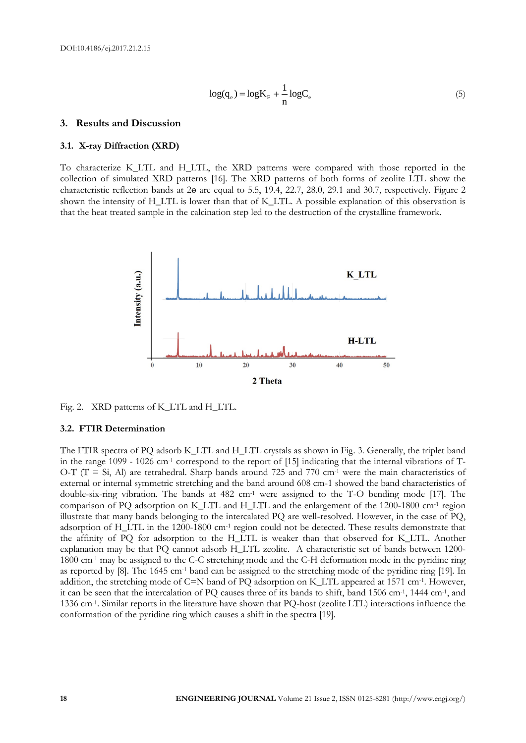$$\log(q_e) = \log K_F + \frac{1}{n}\log C_e \qquad (5)$$

## 3. Results and Discussion

### 3.1. X-ray Diffraction (XRD)

To characterize K_LTL and H_LTL, the XRD patterns were compared with those reported in the collection of simulated XRD patterns [16]. The XRD patterns of both forms of zeolite LTL show the characteristic reflection bands at 2ɵ are equal to 5.5, 19.4, 22.7, 28.0, 29.1 and 30.7, respectively. Figure 2 shown the intensity of H_LTL is lower than that of K_LTL. A possible explanation of this observation is that the heat treated sample in the calcination step led to the destruction of the crystalline framework.

Fig. 2. XRD patterns of K_LTL and H_LTL.

### 3.2. FTIR Determination

The FTIR spectra of PQ adsorb K_LTL and H_LTL crystals as shown in Fig. 3. Generally, the triplet band in the range 1099 - 1026 cm$^{-1}$ correspond to the report of [15] indicating that the internal vibrations of T-O-T (T = Si, Al) are tetrahedral. Sharp bands around 725 and 770 cm$^{-1}$ were the main characteristics of external or internal symmetric stretching and the band around 608 cm-1 showed the band characteristics of double-six-ring vibration. The bands at 482 cm$^{-1}$ were assigned to the T-O bending mode [17]. The comparison of PQ adsorption on K_LTL and H_LTL and the enlargement of the 1200-1800 cm$^{-1}$ region illustrate that many bands belonging to the intercalated PQ are well-resolved. However, in the case of PQ, adsorption of H_LTL in the 1200-1800 cm$^{-1}$ region could not be detected. These results demonstrate that the affinity of PQ for adsorption to the H_LTL is weaker than that observed for K_LTL. Another explanation may be that PQ cannot adsorb H_LTL zeolite. A characteristic set of bands between 1200-1800 cm$^{-1}$ may be assigned to the C-C stretching mode and the C-H deformation mode in the pyridine ring as reported by [8]. The 1645 cm$^{-1}$ band can be assigned to the stretching mode of the pyridine ring [19]. In addition, the stretching mode of C=N band of PQ adsorption on K_LTL appeared at 1571 cm$^{-1}$. However, it can be seen that the intercalation of PQ causes three of its bands to shift, band 1506 cm$^{-1}$, 1444 cm$^{-1}$, and 1336 cm$^{-1}$. Similar reports in the literature have shown that PQ-host (zeolite LTL) interactions influence the conformation of the pyridine ring which causes a shift in the spectra [19].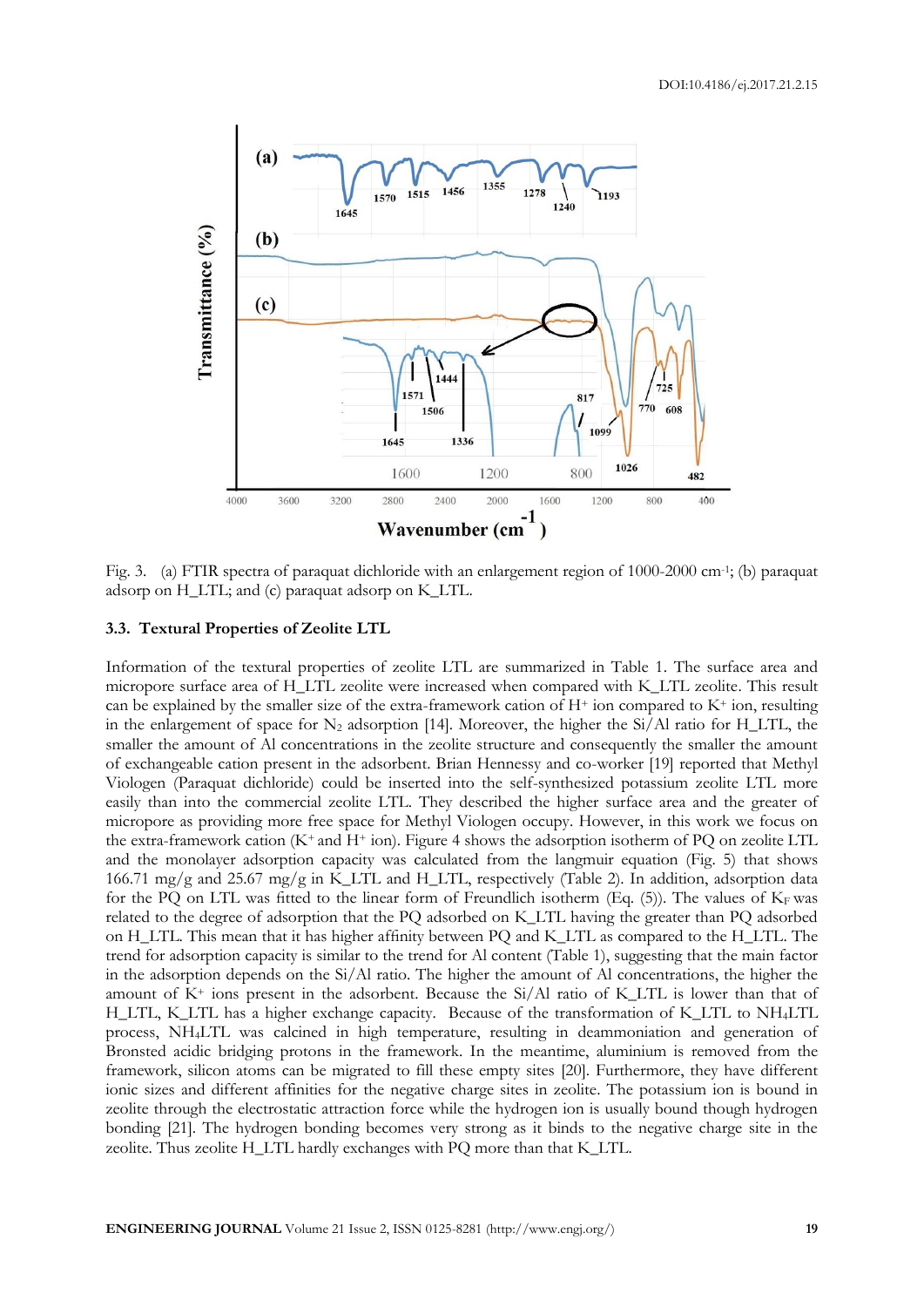Fig. 3. (a) FTIR spectra of paraquat dichloride with an enlargement region of 1000-2000 cm$^{-1}$; (b) paraquat adsorp on H_LTL; and (c) paraquat adsorp on K_LTL.

### 3.3. Textural Properties of Zeolite LTL

Information of the textural properties of zeolite LTL are summarized in Table 1. The surface area and micropore surface area of H_LTL zeolite were increased when compared with K_LTL zeolite. This result can be explained by the smaller size of the extra-framework cation of $H^+$ ion compared to $K^+$ ion, resulting in the enlargement of space for $N_2$ adsorption [14]. Moreover, the higher the Si/Al ratio for H_LTL, the smaller the amount of Al concentrations in the zeolite structure and consequently the smaller the amount of exchangeable cation present in the adsorbent. Brian Hennessy and co-worker [19] reported that Methyl Viologen (Paraquat dichloride) could be inserted into the self-synthesized potassium zeolite LTL more easily than into the commercial zeolite LTL. They described the higher surface area and the greater of micropore as providing more free space for Methyl Viologen occupy. However, in this work we focus on the extra-framework cation ($K^+$ and $H^+$ ion). Figure 4 shows the adsorption isotherm of PQ on zeolite LTL and the monolayer adsorption capacity was calculated from the langmuir equation (Fig. 5) that shows 166.71 mg/g and 25.67 mg/g in K_LTL and H_LTL, respectively (Table 2). In addition, adsorption data for the PQ on LTL was fitted to the linear form of Freundlich isotherm (Eq. (5)). The values of $K_F$ was related to the degree of adsorption that the PQ adsorbed on K_LTL having the greater than PQ adsorbed on H_LTL. This mean that it has higher affinity between PQ and K_LTL as compared to the H_LTL. The trend for adsorption capacity is similar to the trend for Al content (Table 1), suggesting that the main factor in the adsorption depends on the Si/Al ratio. The higher the amount of Al concentrations, the higher the amount of $K^+$ ions present in the adsorbent. Because the Si/Al ratio of K_LTL is lower than that of H_LTL, K_LTL has a higher exchange capacity. Because of the transformation of K_LTL to $NH_4$LTL process, $NH_4$LTL was calcined in high temperature, resulting in deammoniation and generation of Bronsted acidic bridging protons in the framework. In the meantime, aluminium is removed from the framework, silicon atoms can be migrated to fill these empty sites [20]. Furthermore, they have different ionic sizes and different affinities for the negative charge sites in zeolite. The potassium ion is bound in zeolite through the electrostatic attraction force while the hydrogen ion is usually bound though hydrogen bonding [21]. The hydrogen bonding becomes very strong as it binds to the negative charge site in the zeolite. Thus zeolite H_LTL hardly exchanges with PQ more than that K_LTL.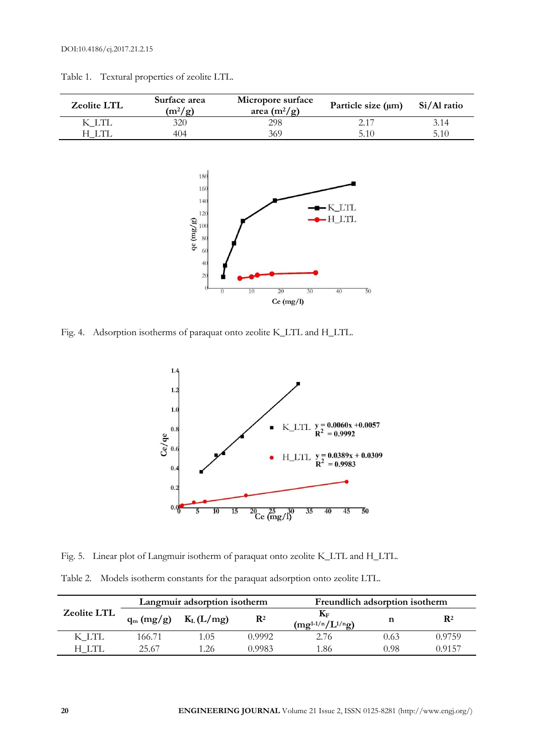Table 1. Textural properties of zeolite LTL.

| Zeolite LTL | Surface area ($m^2/g$) | Micropore surface area ($m^2/g$) | Particle size (μm) | Si/Al ratio |
|---|---|---|---|---|
| K_LTL | 320 | 298 | 2.17 | 3.14 |
| H_LTL | 404 | 369 | 5.10 | 5.10 |

Fig. 4. Adsorption isotherms of paraquat onto zeolite K_LTL and H_LTL.

Fig. 5. Linear plot of Langmuir isotherm of paraquat onto zeolite K_LTL and H_LTL.

Table 2. Models isotherm constants for the paraquat adsorption onto zeolite LTL.

| Zeolite LTL | Langmuir adsorption isotherm | | | Freundlich adsorption isotherm | | |
|---|---|---|---|---|---|---|
| | $q_m$ (mg/g) | $K_L$ (L/mg) | $R^2$ | $K_F$ ($mg^{1-1/n}/L^{1/n}g$) | n | $R^2$ |
| K_LTL | 166.71 | 1.05 | 0.9992 | 2.76 | 0.63 | 0.9759 |
| H_LTL | 25.67 | 1.26 | 0.9983 | 1.86 | 0.98 | 0.9157 |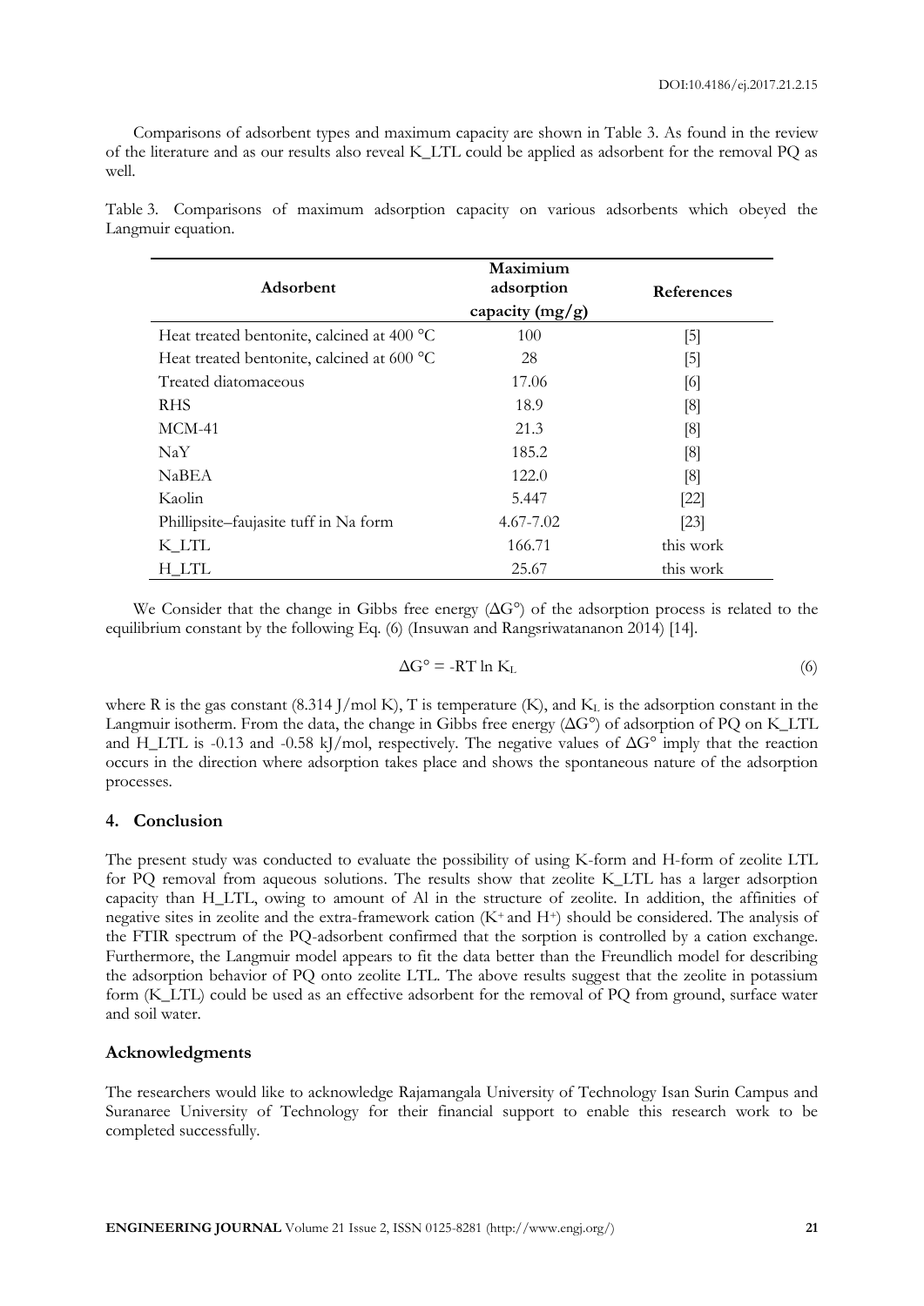Comparisons of adsorbent types and maximum capacity are shown in Table 3. As found in the review of the literature and as our results also reveal K_LTL could be applied as adsorbent for the removal PQ as well.

Table 3. Comparisons of maximum adsorption capacity on various adsorbents which obeyed the Langmuir equation.

| Adsorbent | Maximum adsorption capacity (mg/g) | References |
|---|---|---|
| Heat treated bentonite, calcined at 400 °C | 100 | [5] |
| Heat treated bentonite, calcined at 600 °C | 28 | [5] |
| Treated diatomaceous | 17.06 | [6] |
| RHS | 18.9 | [8] |
| MCM-41 | 21.3 | [8] |
| NaY | 185.2 | [8] |
| NaBEA | 122.0 | [8] |
| Kaolin | 5.447 | [22] |
| Phillipsite–faujasite tuff in Na form | 4.67-7.02 | [23] |
| K_LTL | 166.71 | this work |
| H_LTL | 25.67 | this work |

We Consider that the change in Gibbs free energy ($\Delta G°$) of the adsorption process is related to the equilibrium constant by the following Eq. (6) (Insuwan and Rangsriwatananon 2014) [14].

$$\Delta G° = -RT \ln K_L \tag{6}$$

where R is the gas constant (8.314 J/mol K), T is temperature (K), and $K_L$ is the adsorption constant in the Langmuir isotherm. From the data, the change in Gibbs free energy ($\Delta G°$) of adsorption of PQ on K_LTL and H_LTL is -0.13 and -0.58 kJ/mol, respectively. The negative values of $\Delta G°$ imply that the reaction occurs in the direction where adsorption takes place and shows the spontaneous nature of the adsorption processes.

## 4. Conclusion

The present study was conducted to evaluate the possibility of using K-form and H-form of zeolite LTL for PQ removal from aqueous solutions. The results show that zeolite K_LTL has a larger adsorption capacity than H_LTL, owing to amount of Al in the structure of zeolite. In addition, the affinities of negative sites in zeolite and the extra-framework cation ($K^+$ and $H^+$) should be considered. The analysis of the FTIR spectrum of the PQ-adsorbent confirmed that the sorption is controlled by a cation exchange. Furthermore, the Langmuir model appears to fit the data better than the Freundlich model for describing the adsorption behavior of PQ onto zeolite LTL. The above results suggest that the zeolite in potassium form (K_LTL) could be used as an effective adsorbent for the removal of PQ from ground, surface water and soil water.

## Acknowledgments

The researchers would like to acknowledge Rajamangala University of Technology Isan Surin Campus and Suranaree University of Technology for their financial support to enable this research work to be completed successfully.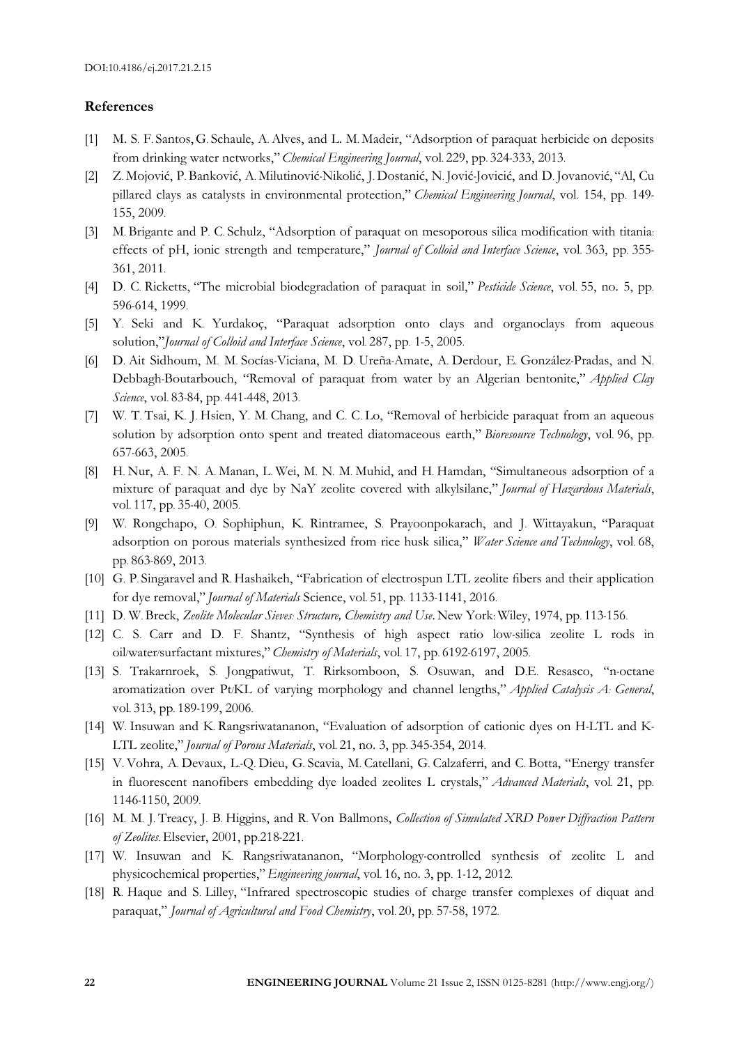## References

[1] M. S. F. Santos, G. Schaule, A. Alves, and L. M. Madeir, "Adsorption of paraquat herbicide on deposits from drinking water networks," *Chemical Engineering Journal*, vol. 229, pp. 324-333, 2013.

[2] Z. Mojović, P. Banković, A. Milutinović-Nikolić, J. Dostanić, N. Jović-Jovicić, and D. Jovanović, "Al, Cu pillared clays as catalysts in environmental protection," *Chemical Engineering Journal*, vol. 154, pp. 149-155, 2009.

[3] M. Brigante and P. C. Schulz, "Adsorption of paraquat on mesoporous silica modification with titania: effects of pH, ionic strength and temperature," *Journal of Colloid and Interface Science*, vol. 363, pp. 355-361, 2011.

[4] D. C. Ricketts, "The microbial biodegradation of paraquat in soil," *Pesticide Science*, vol. 55, no. 5, pp. 596-614, 1999.

[5] Y. Seki and K. Yurdakoç, "Paraquat adsorption onto clays and organoclays from aqueous solution,"*Journal of Colloid and Interface Science*, vol. 287, pp. 1-5, 2005.

[6] D. Ait Sidhoum, M. M. Socías-Viciana, M. D. Ureña-Amate, A. Derdour, E. González-Pradas, and N. Debbagh-Boutarbouch, "Removal of paraquat from water by an Algerian bentonite," *Applied Clay Science*, vol. 83-84, pp. 441-448, 2013.

[7] W. T. Tsai, K. J. Hsien, Y. M. Chang, and C. C. Lo, "Removal of herbicide paraquat from an aqueous solution by adsorption onto spent and treated diatomaceous earth," *Bioresource Technology*, vol. 96, pp. 657-663, 2005.

[8] H. Nur, A. F. N. A. Manan, L. Wei, M. N. M. Muhid, and H. Hamdan, "Simultaneous adsorption of a mixture of paraquat and dye by NaY zeolite covered with alkylsilane," *Journal of Hazardous Materials*, vol. 117, pp. 35-40, 2005.

[9] W. Rongchapo, O. Sophiphun, K. Rintramee, S. Prayoonpokarach, and J. Wittayakun, "Paraquat adsorption on porous materials synthesized from rice husk silica," *Water Science and Technology*, vol. 68, pp. 863-869, 2013.

[10] G. P. Singaravel and R. Hashaikeh, "Fabrication of electrospun LTL zeolite fibers and their application for dye removal," *Journal of Materials* Science, vol. 51, pp. 1133-1141, 2016.

[11] D. W. Breck, *Zeolite Molecular Sieves: Structure, Chemistry and Use*. New York: Wiley, 1974, pp. 113-156.

[12] C. S. Carr and D. F. Shantz, "Synthesis of high aspect ratio low-silica zeolite L rods in oil/water/surfactant mixtures," *Chemistry of Materials*, vol. 17, pp. 6192-6197, 2005.

[13] S. Trakarnroek, S. Jongpatiwut, T. Rirksomboon, S. Osuwan, and D.E. Resasco, "n-octane aromatization over Pt/KL of varying morphology and channel lengths," *Applied Catalysis A: General*, vol. 313, pp. 189-199, 2006.

[14] W. Insuwan and K. Rangsriwatananon, "Evaluation of adsorption of cationic dyes on H-LTL and K-LTL zeolite," *Journal of Porous Materials*, vol. 21, no. 3, pp. 345-354, 2014.

[15] V. Vohra, A. Devaux, L.-Q. Dieu, G. Scavia, M. Catellani, G. Calzaferri, and C. Botta, "Energy transfer in fluorescent nanofibers embedding dye loaded zeolites L crystals," *Advanced Materials*, vol. 21, pp. 1146-1150, 2009.

[16] M. M. J. Treacy, J. B. Higgins, and R. Von Ballmons, *Collection of Simulated XRD Power Diffraction Pattern of Zeolites.* Elsevier, 2001, pp.218-221.

[17] W. Insuwan and K. Rangsriwatananon, "Morphology-controlled synthesis of zeolite L and physicochemical properties," *Engineering journal*, vol. 16, no. 3, pp. 1-12, 2012.

[18] R. Haque and S. Lilley, "Infrared spectroscopic studies of charge transfer complexes of diquat and paraquat," *Journal of Agricultural and Food Chemistry*, vol. 20, pp. 57-58, 1972.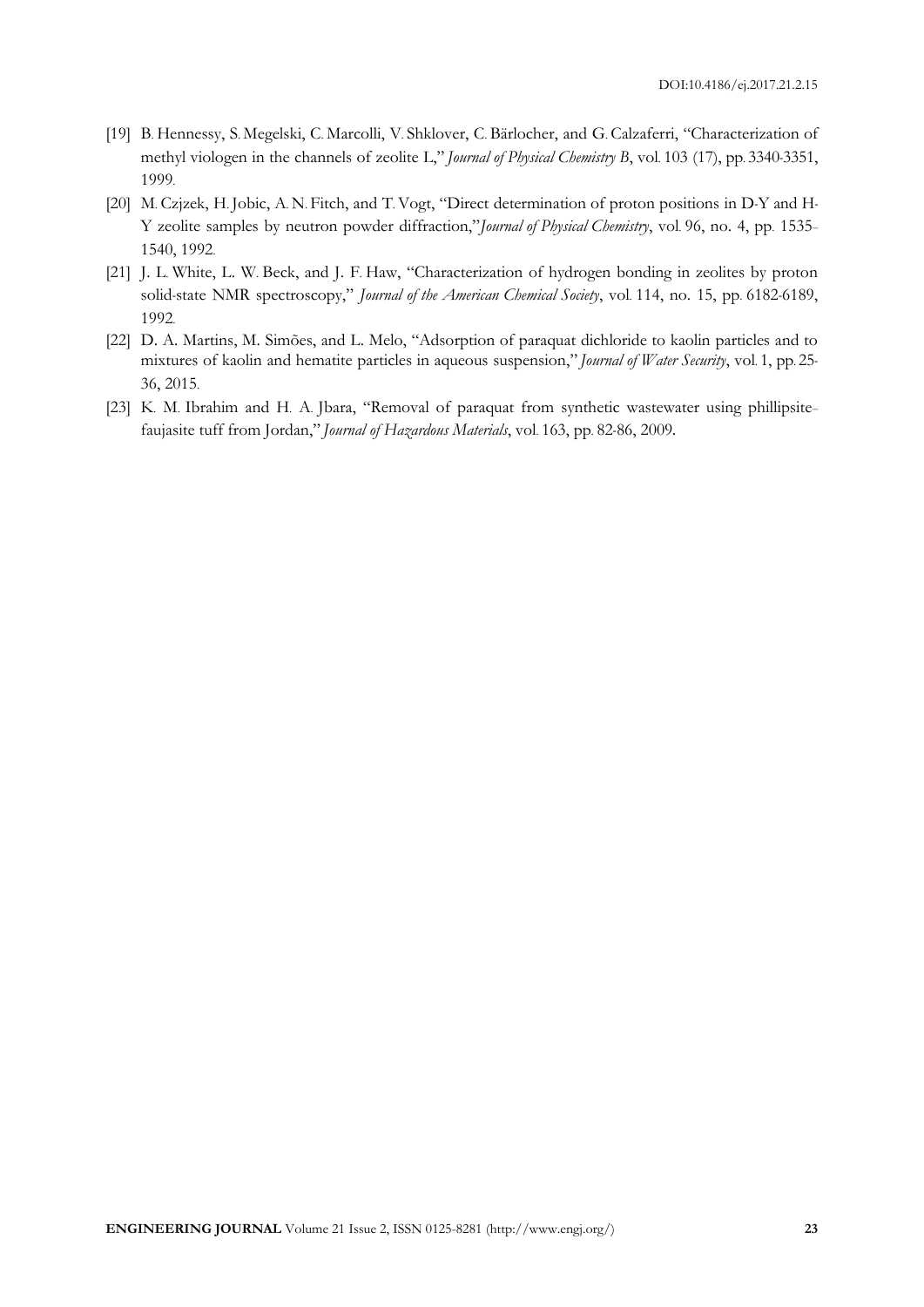[19] B. Hennessy, S. Megelski, C. Marcolli, V. Shklover, C. Bärlocher, and G. Calzaferri, "Characterization of methyl viologen in the channels of zeolite L," *Journal of Physical Chemistry B*, vol. 103 (17), pp. 3340-3351, 1999.

[20] M. Czjzek, H. Jobic, A. N. Fitch, and T. Vogt, "Direct determination of proton positions in D-Y and H-Y zeolite samples by neutron powder diffraction," *Journal of Physical Chemistry*, vol. 96, no. 4, pp. 1535-1540, 1992.

[21] J. L. White, L. W. Beck, and J. F. Haw, "Characterization of hydrogen bonding in zeolites by proton solid-state NMR spectroscopy," *Journal of the American Chemical Society*, vol. 114, no. 15, pp. 6182-6189, 1992.

[22] D. A. Martins, M. Simões, and L. Melo, "Adsorption of paraquat dichloride to kaolin particles and to mixtures of kaolin and hematite particles in aqueous suspension," *Journal of Water Security*, vol. 1, pp. 25-36, 2015.

[23] K. M. Ibrahim and H. A. Jbara, "Removal of paraquat from synthetic wastewater using phillipsite-faujasite tuff from Jordan," *Journal of Hazardous Materials*, vol. 163, pp. 82-86, 2009.